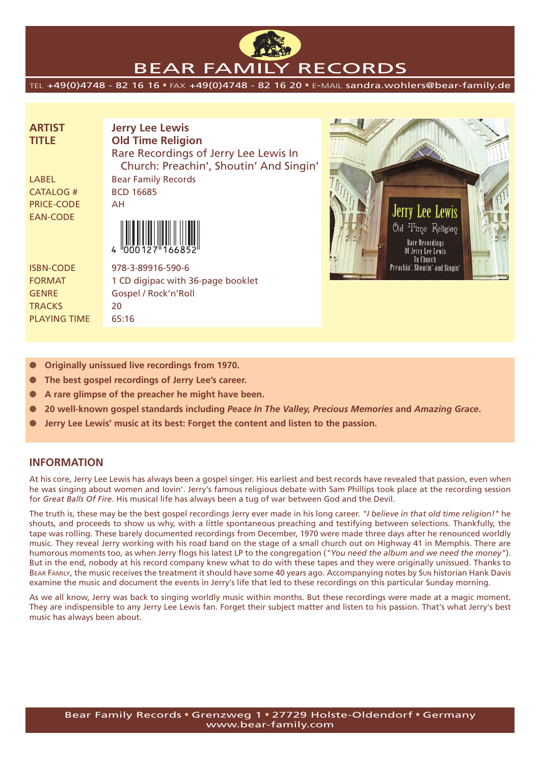# BEAR FAMILY RECORDS

TEL +49(0)4748 - 82 16 16 • FAX +49(0)4748 - 82 16 20 • E-MAIL sandra.wohlers@bear-family.de

| | |
|---|---|
| **ARTIST** | **Jerry Lee Lewis** |
| **TITLE** | **Old Time Religion** Rare Recordings of Jerry Lee Lewis In Church: Preachin', Shoutin' And Singin' |
| LABEL | Bear Family Records |
| CATALOG # | BCD 16685 |
| PRICE-CODE | AH |
| EAN-CODE | 4 000127 166852 |
| ISBN-CODE | 978-3-89916-590-6 |
| FORMAT | 1 CD digipac with 36-page booklet |
| GENRE | Gospel / Rock'n'Roll |
| TRACKS | 20 |
| PLAYING TIME | 65:16 |

- **Originally unissued live recordings from 1970.**
- **The best gospel recordings of Jerry Lee's career.**
- **A rare glimpse of the preacher he might have been.**
- **20 well-known gospel standards including *Peace In The Valley, Precious Memories* and *Amazing Grace*.**
- **Jerry Lee Lewis' music at its best: Forget the content and listen to the passion.**

## INFORMATION

At his core, Jerry Lee Lewis has always been a gospel singer. His earliest and best records have revealed that passion, even when he was singing about women and lovin'. Jerry's famous religious debate with Sam Phillips took place at the recording session for *Great Balls Of Fire*. His musical life has always been a tug of war between God and the Devil.

The truth is, these may be the best gospel recordings Jerry ever made in his long career. "*I believe in that old time religion!*" he shouts, and proceeds to show us why, with a little spontaneous preaching and testifying between selections. Thankfully, the tape was rolling. These barely documented recordings from December, 1970 were made three days after he renounced worldly music. They reveal Jerry working with his road band on the stage of a small church out on Highway 41 in Memphis. There are humorous moments too, as when Jerry flogs his latest LP to the congregation ("*You need the album and we need the money*"). But in the end, nobody at his record company knew what to do with these tapes and they were originally unissued. Thanks to Bear Family, the music receives the treatment it should have some 40 years ago. Accompanying notes by Sun historian Hank Davis examine the music and document the events in Jerry's life that led to these recordings on this particular Sunday morning.

As we all know, Jerry was back to singing worldly music within months. But these recordings were made at a magic moment. They are indispensable to any Jerry Lee Lewis fan. Forget their subject matter and listen to his passion. That's what Jerry's best music has always been about.

Bear Family Records • Grenzweg 1 • 27729 Holste-Oldendorf • Germany
www.bear-family.com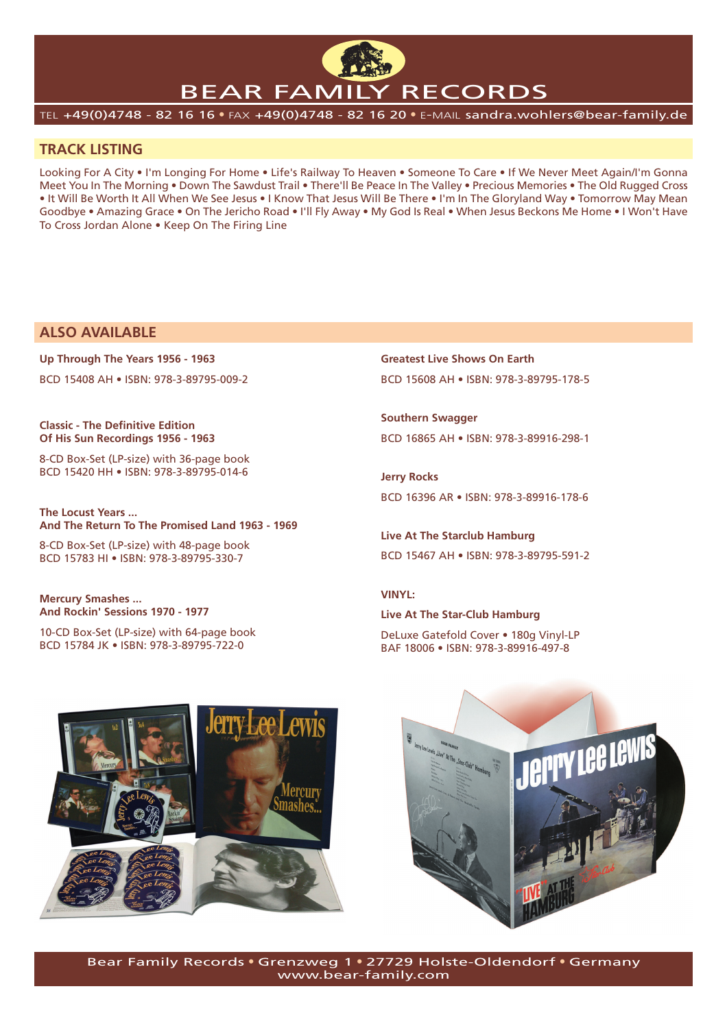# BEAR FAMILY RECORDS

TEL +49(0)4748 - 82 16 16 • FAX +49(0)4748 - 82 16 20 • E-MAIL sandra.wohlers@bear-family.de

## TRACK LISTING

Looking For A City • I'm Longing For Home • Life's Railway To Heaven • Someone To Care • If We Never Meet Again/I'm Gonna Meet You In The Morning • Down The Sawdust Trail • There'll Be Peace In The Valley • Precious Memories • The Old Rugged Cross • It Will Be Worth It All When We See Jesus • I Know That Jesus Will Be There • I'm In The Gloryland Way • Tomorrow May Mean Goodbye • Amazing Grace • On The Jericho Road • I'll Fly Away • My God Is Real • When Jesus Beckons Me Home • I Won't Have To Cross Jordan Alone • Keep On The Firing Line

## ALSO AVAILABLE

**Up Through The Years 1956 - 1963**

BCD 15408 AH • ISBN: 978-3-89795-009-2

**Classic - The Definitive Edition Of His Sun Recordings 1956 - 1963**

8-CD Box-Set (LP-size) with 36-page book
BCD 15420 HH • ISBN: 978-3-89795-014-6

**The Locust Years ... And The Return To The Promised Land 1963 - 1969**

8-CD Box-Set (LP-size) with 48-page book
BCD 15783 HI • ISBN: 978-3-89795-330-7

**Mercury Smashes ... And Rockin' Sessions 1970 - 1977**

10-CD Box-Set (LP-size) with 64-page book
BCD 15784 JK • ISBN: 978-3-89795-722-0

**Greatest Live Shows On Earth**

BCD 15608 AH • ISBN: 978-3-89795-178-5

**Southern Swagger**

BCD 16865 AH • ISBN: 978-3-89916-298-1

**Jerry Rocks**

BCD 16396 AR • ISBN: 978-3-89916-178-6

**Live At The Starclub Hamburg**

BCD 15467 AH • ISBN: 978-3-89795-591-2

**VINYL:**

**Live At The Star-Club Hamburg**

DeLuxe Gatefold Cover • 180g Vinyl-LP
BAF 18006 • ISBN: 978-3-89916-497-8

Bear Family Records • Grenzweg 1 • 27729 Holste-Oldendorf • Germany
www.bear-family.com